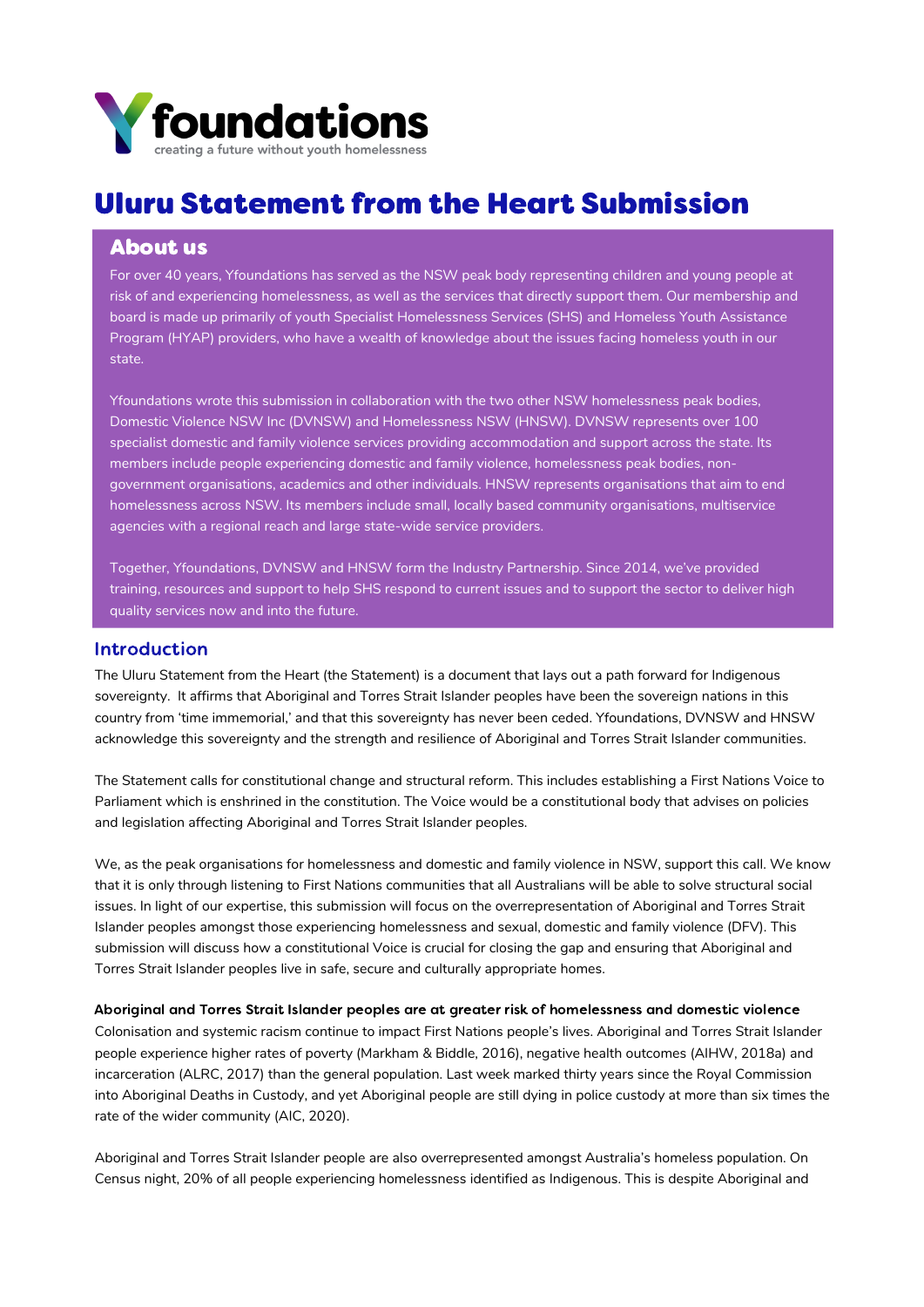Yfoundations

creating a future without youth homelessness

# Uluru Statement from the Heart Submission

## About us

For over 40 years, Yfoundations has served as the NSW peak body representing children and young people at risk of and experiencing homelessness, as well as the services that directly support them. Our membership and board is made up primarily of youth Specialist Homelessness Services (SHS) and Homeless Youth Assistance Program (HYAP) providers, who have a wealth of knowledge about the issues facing homeless youth in our state.

Yfoundations wrote this submission in collaboration with the two other NSW homelessness peak bodies, Domestic Violence NSW Inc (DVNSW) and Homelessness NSW (HNSW). DVNSW represents over 100 specialist domestic and family violence services providing accommodation and support across the state. Its members include people experiencing domestic and family violence, homelessness peak bodies, non-government organisations, academics and other individuals. HNSW represents organisations that aim to end homelessness across NSW. Its members include small, locally based community organisations, multiservice agencies with a regional reach and large state-wide service providers.

Together, Yfoundations, DVNSW and HNSW form the Industry Partnership. Since 2014, we've provided training, resources and support to help SHS respond to current issues and to support the sector to deliver high quality services now and into the future.

## Introduction

The Uluru Statement from the Heart (the Statement) is a document that lays out a path forward for Indigenous sovereignty. It affirms that Aboriginal and Torres Strait Islander peoples have been the sovereign nations in this country from 'time immemorial,' and that this sovereignty has never been ceded. Yfoundations, DVNSW and HNSW acknowledge this sovereignty and the strength and resilience of Aboriginal and Torres Strait Islander communities.

The Statement calls for constitutional change and structural reform. This includes establishing a First Nations Voice to Parliament which is enshrined in the constitution. The Voice would be a constitutional body that advises on policies and legislation affecting Aboriginal and Torres Strait Islander peoples.

We, as the peak organisations for homelessness and domestic and family violence in NSW, support this call. We know that it is only through listening to First Nations communities that all Australians will be able to solve structural social issues. In light of our expertise, this submission will focus on the overrepresentation of Aboriginal and Torres Strait Islander peoples amongst those experiencing homelessness and sexual, domestic and family violence (DFV). This submission will discuss how a constitutional Voice is crucial for closing the gap and ensuring that Aboriginal and Torres Strait Islander peoples live in safe, secure and culturally appropriate homes.

### Aboriginal and Torres Strait Islander peoples are at greater risk of homelessness and domestic violence

Colonisation and systemic racism continue to impact First Nations people's lives. Aboriginal and Torres Strait Islander people experience higher rates of poverty (Markham & Biddle, 2016), negative health outcomes (AIHW, 2018a) and incarceration (ALRC, 2017) than the general population. Last week marked thirty years since the Royal Commission into Aboriginal Deaths in Custody, and yet Aboriginal people are still dying in police custody at more than six times the rate of the wider community (AIC, 2020).

Aboriginal and Torres Strait Islander people are also overrepresented amongst Australia's homeless population. On Census night, 20% of all people experiencing homelessness identified as Indigenous. This is despite Aboriginal and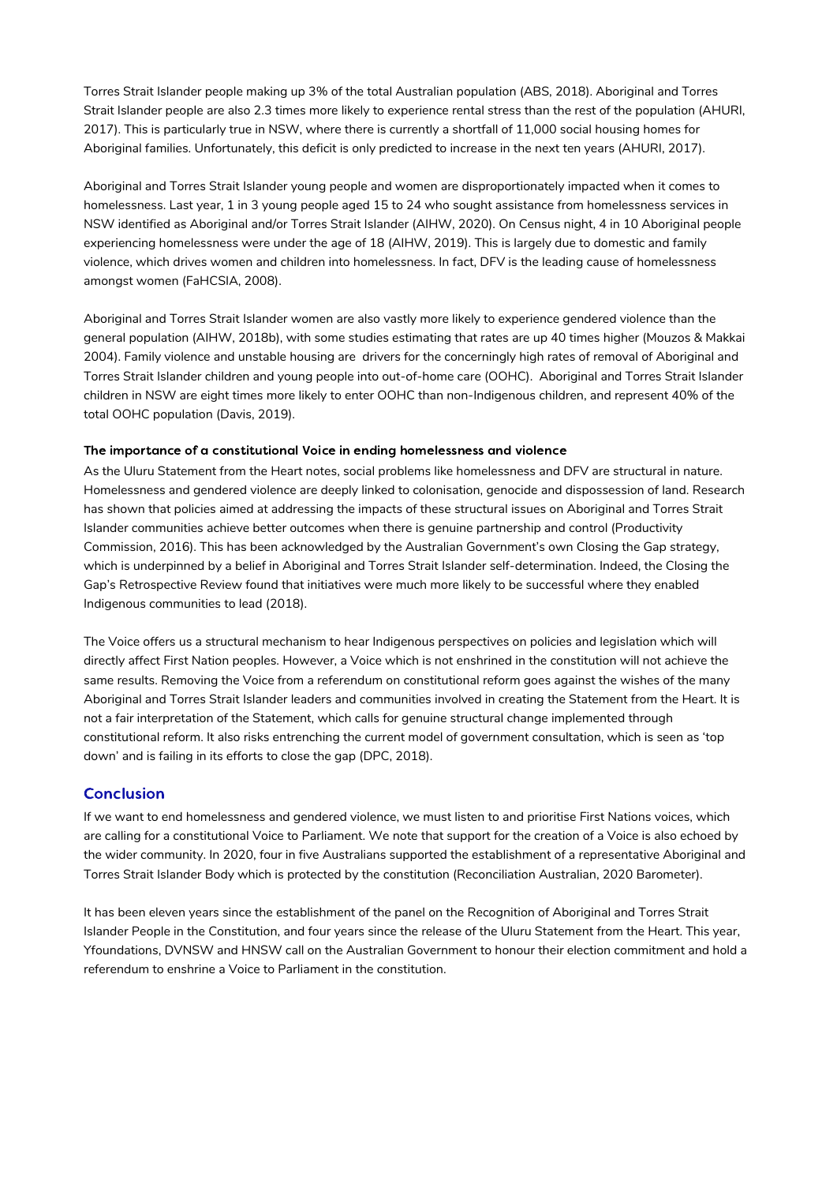Torres Strait Islander people making up 3% of the total Australian population (ABS, 2018). Aboriginal and Torres Strait Islander people are also 2.3 times more likely to experience rental stress than the rest of the population (AHURI, 2017). This is particularly true in NSW, where there is currently a shortfall of 11,000 social housing homes for Aboriginal families. Unfortunately, this deficit is only predicted to increase in the next ten years (AHURI, 2017).

Aboriginal and Torres Strait Islander young people and women are disproportionately impacted when it comes to homelessness. Last year, 1 in 3 young people aged 15 to 24 who sought assistance from homelessness services in NSW identified as Aboriginal and/or Torres Strait Islander (AIHW, 2020). On Census night, 4 in 10 Aboriginal people experiencing homelessness were under the age of 18 (AIHW, 2019). This is largely due to domestic and family violence, which drives women and children into homelessness. In fact, DFV is the leading cause of homelessness amongst women (FaHCSIA, 2008).

Aboriginal and Torres Strait Islander women are also vastly more likely to experience gendered violence than the general population (AIHW, 2018b), with some studies estimating that rates are up 40 times higher (Mouzos & Makkai 2004). Family violence and unstable housing are drivers for the concerningly high rates of removal of Aboriginal and Torres Strait Islander children and young people into out-of-home care (OOHC). Aboriginal and Torres Strait Islander children in NSW are eight times more likely to enter OOHC than non-Indigenous children, and represent 40% of the total OOHC population (Davis, 2019).

**The importance of a constitutional Voice in ending homelessness and violence**

As the Uluru Statement from the Heart notes, social problems like homelessness and DFV are structural in nature. Homelessness and gendered violence are deeply linked to colonisation, genocide and dispossession of land. Research has shown that policies aimed at addressing the impacts of these structural issues on Aboriginal and Torres Strait Islander communities achieve better outcomes when there is genuine partnership and control (Productivity Commission, 2016). This has been acknowledged by the Australian Government's own Closing the Gap strategy, which is underpinned by a belief in Aboriginal and Torres Strait Islander self-determination. Indeed, the Closing the Gap's Retrospective Review found that initiatives were much more likely to be successful where they enabled Indigenous communities to lead (2018).

The Voice offers us a structural mechanism to hear Indigenous perspectives on policies and legislation which will directly affect First Nation peoples. However, a Voice which is not enshrined in the constitution will not achieve the same results. Removing the Voice from a referendum on constitutional reform goes against the wishes of the many Aboriginal and Torres Strait Islander leaders and communities involved in creating the Statement from the Heart. It is not a fair interpretation of the Statement, which calls for genuine structural change implemented through constitutional reform. It also risks entrenching the current model of government consultation, which is seen as 'top down' and is failing in its efforts to close the gap (DPC, 2018).

## Conclusion

If we want to end homelessness and gendered violence, we must listen to and prioritise First Nations voices, which are calling for a constitutional Voice to Parliament. We note that support for the creation of a Voice is also echoed by the wider community. In 2020, four in five Australians supported the establishment of a representative Aboriginal and Torres Strait Islander Body which is protected by the constitution (Reconciliation Australian, 2020 Barometer).

It has been eleven years since the establishment of the panel on the Recognition of Aboriginal and Torres Strait Islander People in the Constitution, and four years since the release of the Uluru Statement from the Heart. This year, Yfoundations, DVNSW and HNSW call on the Australian Government to honour their election commitment and hold a referendum to enshrine a Voice to Parliament in the constitution.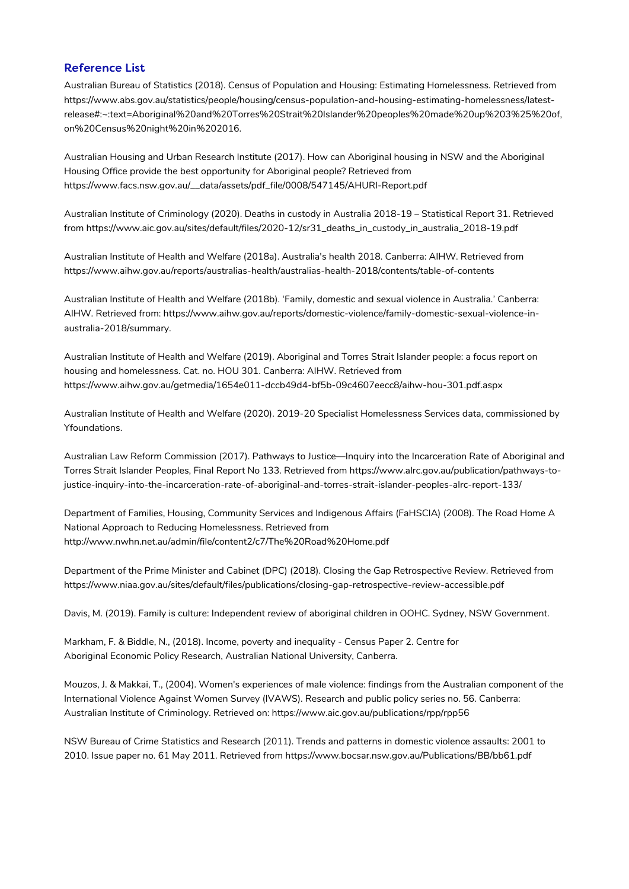## Reference List

Australian Bureau of Statistics (2018). Census of Population and Housing: Estimating Homelessness. Retrieved from https://www.abs.gov.au/statistics/people/housing/census-population-and-housing-estimating-homelessness/latest-release#:~:text=Aboriginal%20and%20Torres%20Strait%20Islander%20peoples%20made%20up%203%25%20of,on%20Census%20night%20in%202016.

Australian Housing and Urban Research Institute (2017). How can Aboriginal housing in NSW and the Aboriginal Housing Office provide the best opportunity for Aboriginal people? Retrieved from https://www.facs.nsw.gov.au/__data/assets/pdf_file/0008/547145/AHURI-Report.pdf

Australian Institute of Criminology (2020). Deaths in custody in Australia 2018-19 – Statistical Report 31. Retrieved from https://www.aic.gov.au/sites/default/files/2020-12/sr31_deaths_in_custody_in_australia_2018-19.pdf

Australian Institute of Health and Welfare (2018a). Australia's health 2018. Canberra: AIHW. Retrieved from https://www.aihw.gov.au/reports/australias-health/australias-health-2018/contents/table-of-contents

Australian Institute of Health and Welfare (2018b). 'Family, domestic and sexual violence in Australia.' Canberra: AIHW. Retrieved from: https://www.aihw.gov.au/reports/domestic-violence/family-domestic-sexual-violence-in-australia-2018/summary.

Australian Institute of Health and Welfare (2019). Aboriginal and Torres Strait Islander people: a focus report on housing and homelessness. Cat. no. HOU 301. Canberra: AIHW. Retrieved from https://www.aihw.gov.au/getmedia/1654e011-dccb49d4-bf5b-09c4607eecc8/aihw-hou-301.pdf.aspx

Australian Institute of Health and Welfare (2020). 2019-20 Specialist Homelessness Services data, commissioned by Yfoundations.

Australian Law Reform Commission (2017). Pathways to Justice—Inquiry into the Incarceration Rate of Aboriginal and Torres Strait Islander Peoples, Final Report No 133. Retrieved from https://www.alrc.gov.au/publication/pathways-to-justice-inquiry-into-the-incarceration-rate-of-aboriginal-and-torres-strait-islander-peoples-alrc-report-133/

Department of Families, Housing, Community Services and Indigenous Affairs (FaHSCIA) (2008). The Road Home A National Approach to Reducing Homelessness. Retrieved from http://www.nwhn.net.au/admin/file/content2/c7/The%20Road%20Home.pdf

Department of the Prime Minister and Cabinet (DPC) (2018). Closing the Gap Retrospective Review. Retrieved from https://www.niaa.gov.au/sites/default/files/publications/closing-gap-retrospective-review-accessible.pdf

Davis, M. (2019). Family is culture: Independent review of aboriginal children in OOHC. Sydney, NSW Government.

Markham, F. & Biddle, N., (2018). Income, poverty and inequality - Census Paper 2. Centre for Aboriginal Economic Policy Research, Australian National University, Canberra.

Mouzos, J. & Makkai, T., (2004). Women's experiences of male violence: findings from the Australian component of the International Violence Against Women Survey (IVAWS). Research and public policy series no. 56. Canberra: Australian Institute of Criminology. Retrieved on: https://www.aic.gov.au/publications/rpp/rpp56

NSW Bureau of Crime Statistics and Research (2011). Trends and patterns in domestic violence assaults: 2001 to 2010. Issue paper no. 61 May 2011. Retrieved from https://www.bocsar.nsw.gov.au/Publications/BB/bb61.pdf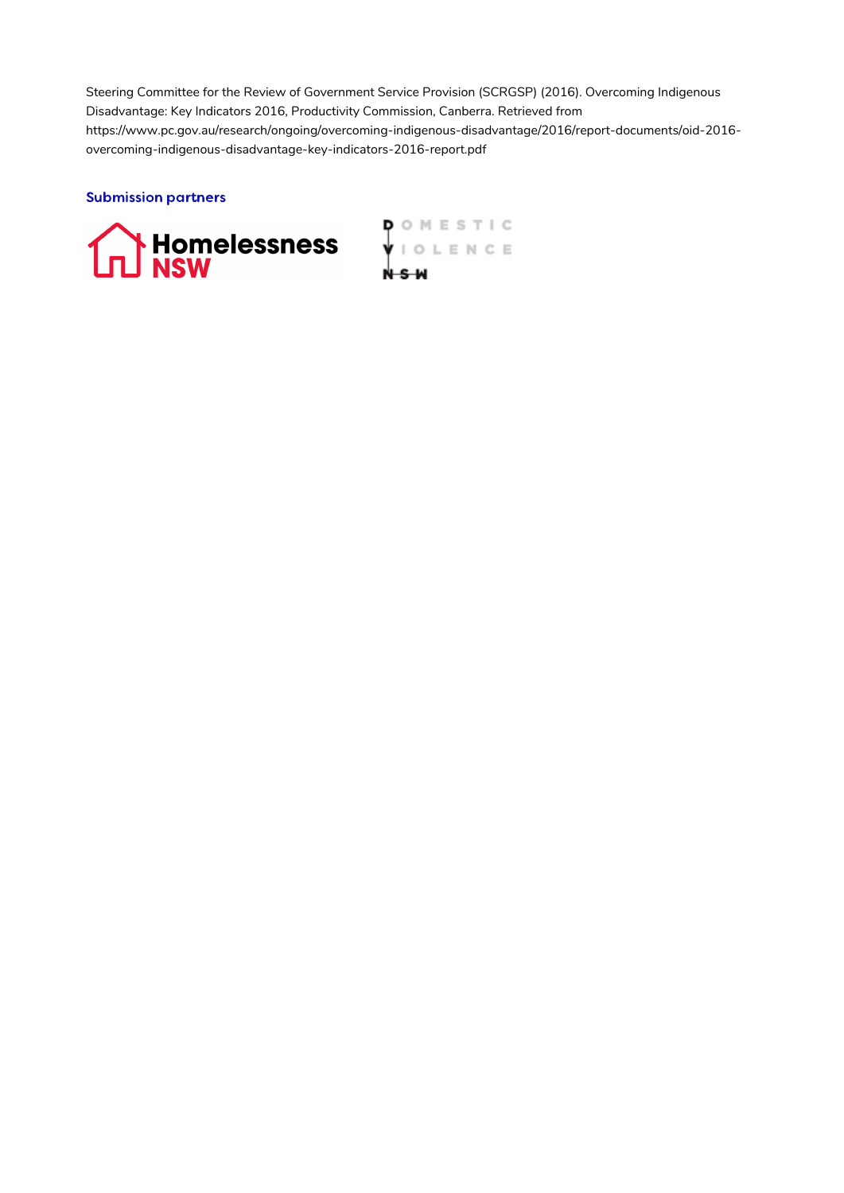Steering Committee for the Review of Government Service Provision (SCRGSP) (2016). Overcoming Indigenous Disadvantage: Key Indicators 2016, Productivity Commission, Canberra. Retrieved from https://www.pc.gov.au/research/ongoing/overcoming-indigenous-disadvantage/2016/report-documents/oid-2016-overcoming-indigenous-disadvantage-key-indicators-2016-report.pdf

## Submission partners

Homelessness NSW

DOMESTIC VIOLENCE NSW